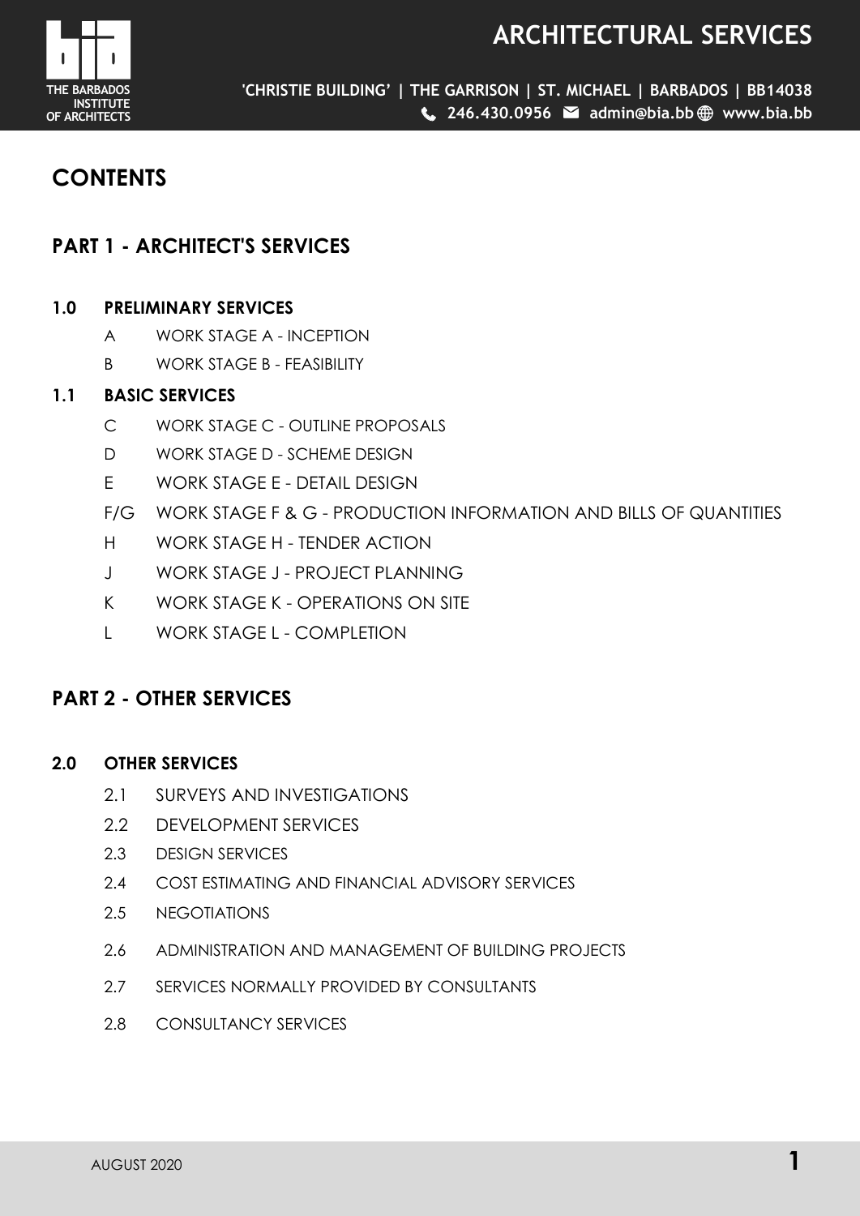# CONTENTS

## PART 1 - ARCHITECT'S SERVICES

### 1.0 PRELIMINARY SERVICES

- A WORK STAGE A - INCEPTION
- B WORK STAGE B - FEASIBILITY

### 1.1 BASIC SERVICES

- C WORK STAGE C - OUTLINE PROPOSALS
- D WORK STAGE D - SCHEME DESIGN
- E WORK STAGE E - DETAIL DESIGN
- F/G WORK STAGE F & G - PRODUCTION INFORMATION AND BILLS OF QUANTITIES
- H WORK STAGE H - TENDER ACTION
- J WORK STAGE J - PROJECT PLANNING
- K WORK STAGE K - OPERATIONS ON SITE
- L WORK STAGE L - COMPLETION

## PART 2 - OTHER SERVICES

### 2.0 OTHER SERVICES

- 2.1 SURVEYS AND INVESTIGATIONS
- 2.2 DEVELOPMENT SERVICES
- 2.3 DESIGN SERVICES
- 2.4 COST ESTIMATING AND FINANCIAL ADVISORY SERVICES
- 2.5 NEGOTIATIONS
- 2.6 ADMINISTRATION AND MANAGEMENT OF BUILDING PROJECTS
- 2.7 SERVICES NORMALLY PROVIDED BY CONSULTANTS
- 2.8 CONSULTANCY SERVICES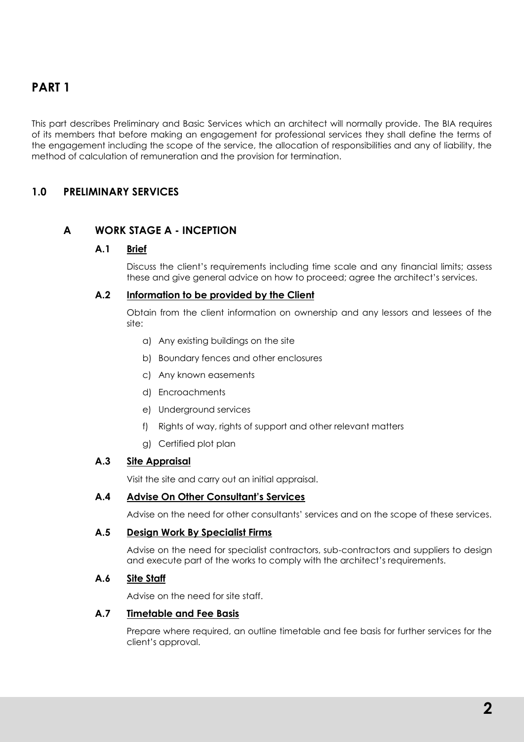# PART 1

This part describes Preliminary and Basic Services which an architect will normally provide. The BIA requires of its members that before making an engagement for professional services they shall define the terms of the engagement including the scope of the service, the allocation of responsibilities and any of liability, the method of calculation of remuneration and the provision for termination.

## 1.0 PRELIMINARY SERVICES

### A WORK STAGE A - INCEPTION

#### A.1 Brief

Discuss the client's requirements including time scale and any financial limits; assess these and give general advice on how to proceed; agree the architect's services.

#### A.2 Information to be provided by the Client

Obtain from the client information on ownership and any lessors and lessees of the site:

a) Any existing buildings on the site

b) Boundary fences and other enclosures

c) Any known easements

d) Encroachments

e) Underground services

f) Rights of way, rights of support and other relevant matters

g) Certified plot plan

#### A.3 Site Appraisal

Visit the site and carry out an initial appraisal.

#### A.4 Advise On Other Consultant's Services

Advise on the need for other consultants' services and on the scope of these services.

#### A.5 Design Work By Specialist Firms

Advise on the need for specialist contractors, sub-contractors and suppliers to design and execute part of the works to comply with the architect's requirements.

#### A.6 Site Staff

Advise on the need for site staff.

#### A.7 Timetable and Fee Basis

Prepare where required, an outline timetable and fee basis for further services for the client's approval.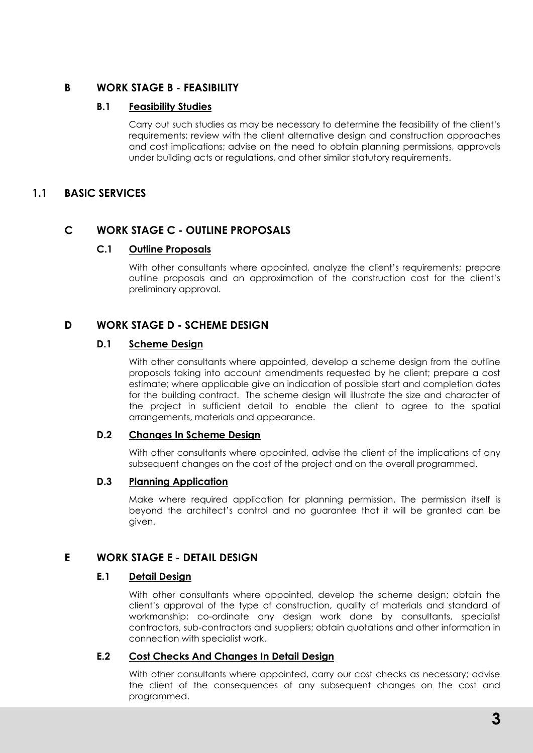### B WORK STAGE B - FEASIBILITY

#### B.1 Feasibility Studies

Carry out such studies as may be necessary to determine the feasibility of the client's requirements; review with the client alternative design and construction approaches and cost implications; advise on the need to obtain planning permissions, approvals under building acts or regulations, and other similar statutory requirements.

## 1.1 BASIC SERVICES

### C WORK STAGE C - OUTLINE PROPOSALS

#### C.1 Outline Proposals

With other consultants where appointed, analyze the client's requirements; prepare outline proposals and an approximation of the construction cost for the client's preliminary approval.

### D WORK STAGE D - SCHEME DESIGN

#### D.1 Scheme Design

With other consultants where appointed, develop a scheme design from the outline proposals taking into account amendments requested by he client; prepare a cost estimate; where applicable give an indication of possible start and completion dates for the building contract. The scheme design will illustrate the size and character of the project in sufficient detail to enable the client to agree to the spatial arrangements, materials and appearance.

#### D.2 Changes In Scheme Design

With other consultants where appointed, advise the client of the implications of any subsequent changes on the cost of the project and on the overall programmed.

#### D.3 Planning Application

Make where required application for planning permission. The permission itself is beyond the architect's control and no guarantee that it will be granted can be given.

### E WORK STAGE E - DETAIL DESIGN

#### E.1 Detail Design

With other consultants where appointed, develop the scheme design; obtain the client's approval of the type of construction, quality of materials and standard of workmanship; co-ordinate any design work done by consultants, specialist contractors, sub-contractors and suppliers; obtain quotations and other information in connection with specialist work.

#### E.2 Cost Checks And Changes In Detail Design

With other consultants where appointed, carry our cost checks as necessary; advise the client of the consequences of any subsequent changes on the cost and programmed.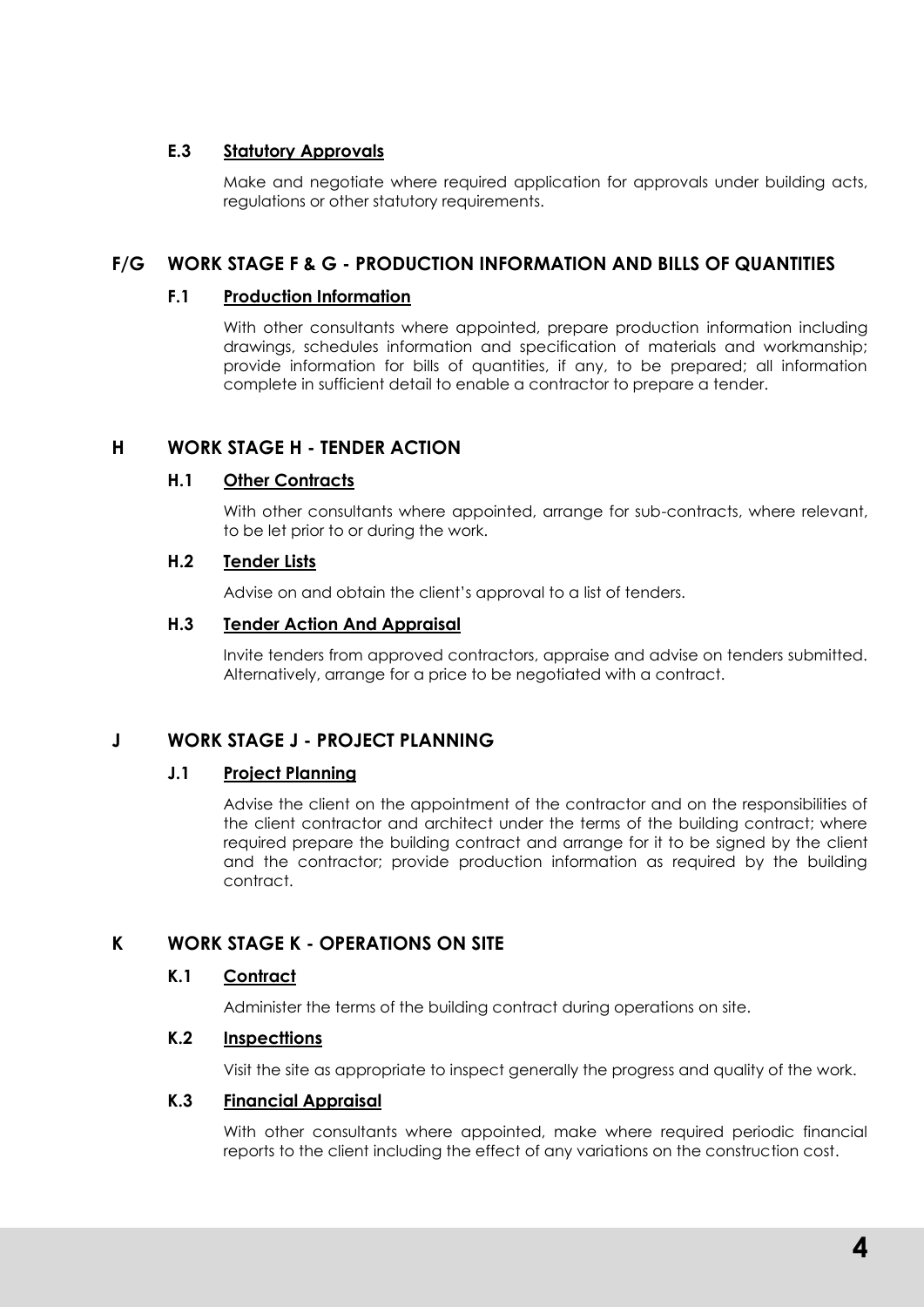### E.3 Statutory Approvals

Make and negotiate where required application for approvals under building acts, regulations or other statutory requirements.

## F/G WORK STAGE F & G - PRODUCTION INFORMATION AND BILLS OF QUANTITIES

### F.1 Production Information

With other consultants where appointed, prepare production information including drawings, schedules information and specification of materials and workmanship; provide information for bills of quantities, if any, to be prepared; all information complete in sufficient detail to enable a contractor to prepare a tender.

## H WORK STAGE H - TENDER ACTION

### H.1 Other Contracts

With other consultants where appointed, arrange for sub-contracts, where relevant, to be let prior to or during the work.

### H.2 Tender Lists

Advise on and obtain the client's approval to a list of tenders.

### H.3 Tender Action And Appraisal

Invite tenders from approved contractors, appraise and advise on tenders submitted. Alternatively, arrange for a price to be negotiated with a contract.

## J WORK STAGE J - PROJECT PLANNING

### J.1 Project Planning

Advise the client on the appointment of the contractor and on the responsibilities of the client contractor and architect under the terms of the building contract; where required prepare the building contract and arrange for it to be signed by the client and the contractor; provide production information as required by the building contract.

## K WORK STAGE K - OPERATIONS ON SITE

### K.1 Contract

Administer the terms of the building contract during operations on site.

### K.2 Inspecttions

Visit the site as appropriate to inspect generally the progress and quality of the work.

### K.3 Financial Appraisal

With other consultants where appointed, make where required periodic financial reports to the client including the effect of any variations on the construction cost.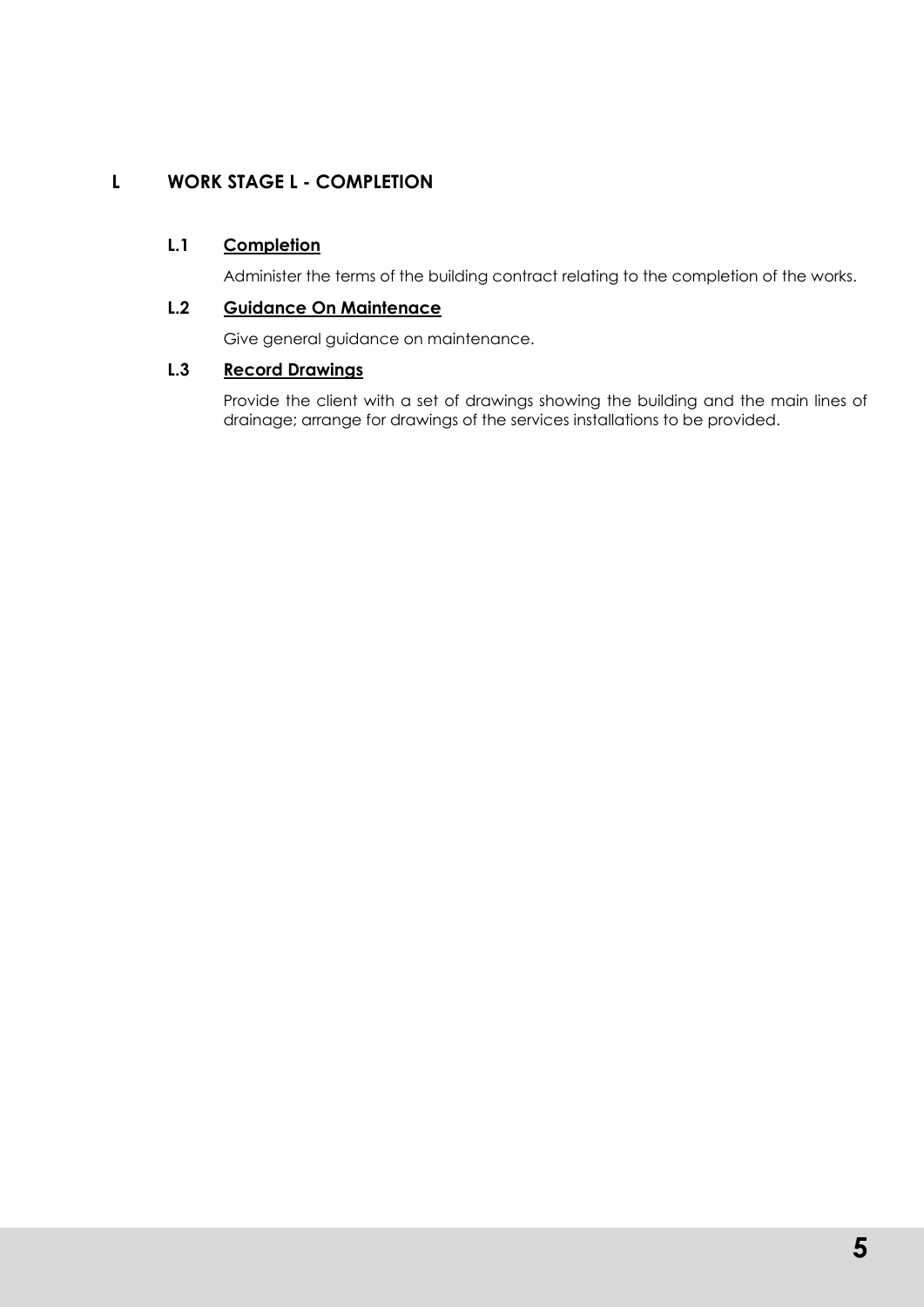## L WORK STAGE L - COMPLETION

### L.1 Completion

Administer the terms of the building contract relating to the completion of the works.

### L.2 Guidance On Maintenace

Give general guidance on maintenance.

### L.3 Record Drawings

Provide the client with a set of drawings showing the building and the main lines of drainage; arrange for drawings of the services installations to be provided.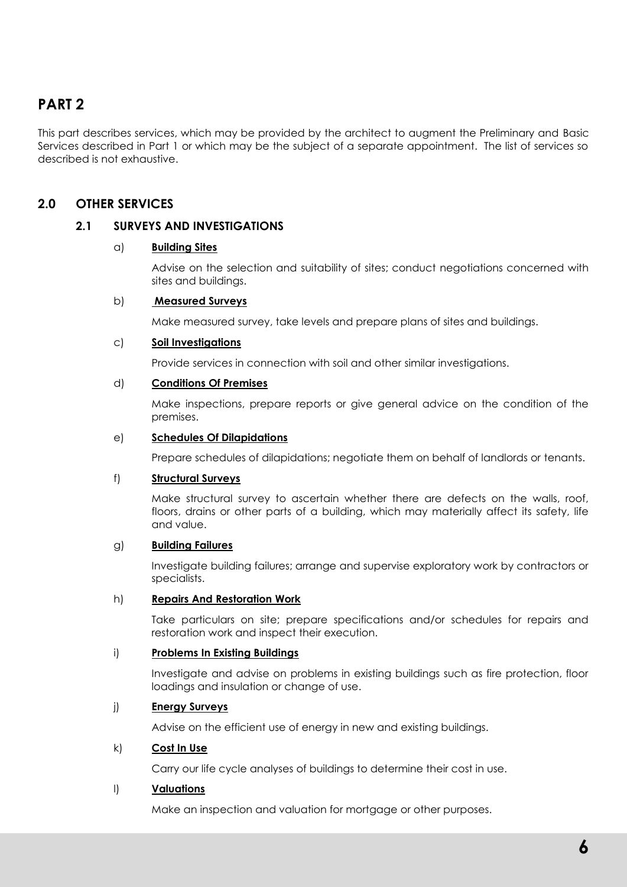# PART 2

This part describes services, which may be provided by the architect to augment the Preliminary and Basic Services described in Part 1 or which may be the subject of a separate appointment. The list of services so described is not exhaustive.

## 2.0 OTHER SERVICES

### 2.1 SURVEYS AND INVESTIGATIONS

a) **Building Sites**

Advise on the selection and suitability of sites; conduct negotiations concerned with sites and buildings.

b) **Measured Surveys**

Make measured survey, take levels and prepare plans of sites and buildings.

c) **Soil Investigations**

Provide services in connection with soil and other similar investigations.

d) **Conditions Of Premises**

Make inspections, prepare reports or give general advice on the condition of the premises.

e) **Schedules Of Dilapidations**

Prepare schedules of dilapidations; negotiate them on behalf of landlords or tenants.

f) **Structural Surveys**

Make structural survey to ascertain whether there are defects on the walls, roof, floors, drains or other parts of a building, which may materially affect its safety, life and value.

g) **Building Failures**

Investigate building failures; arrange and supervise exploratory work by contractors or specialists.

h) **Repairs And Restoration Work**

Take particulars on site; prepare specifications and/or schedules for repairs and restoration work and inspect their execution.

i) **Problems In Existing Buildings**

Investigate and advise on problems in existing buildings such as fire protection, floor loadings and insulation or change of use.

j) **Energy Surveys**

Advise on the efficient use of energy in new and existing buildings.

k) **Cost In Use**

Carry our life cycle analyses of buildings to determine their cost in use.

l) **Valuations**

Make an inspection and valuation for mortgage or other purposes.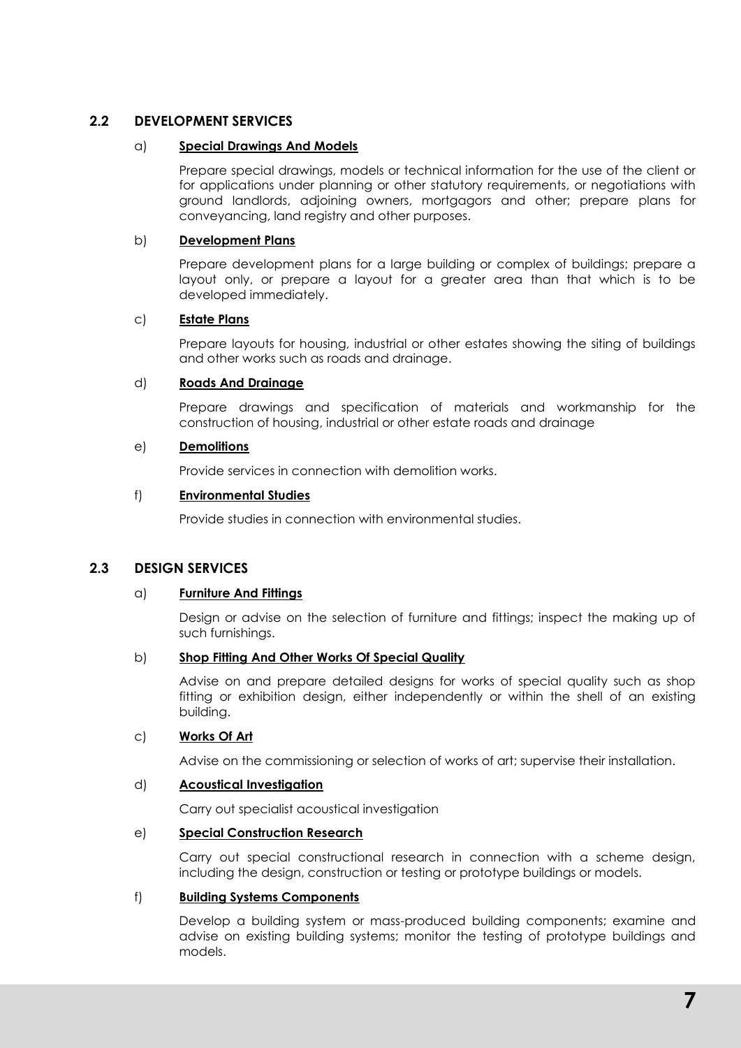## 2.2 DEVELOPMENT SERVICES

a) **Special Drawings And Models**

Prepare special drawings, models or technical information for the use of the client or for applications under planning or other statutory requirements, or negotiations with ground landlords, adjoining owners, mortgagors and other; prepare plans for conveyancing, land registry and other purposes.

b) **Development Plans**

Prepare development plans for a large building or complex of buildings; prepare a layout only, or prepare a layout for a greater area than that which is to be developed immediately.

c) **Estate Plans**

Prepare layouts for housing, industrial or other estates showing the siting of buildings and other works such as roads and drainage.

d) **Roads And Drainage**

Prepare drawings and specification of materials and workmanship for the construction of housing, industrial or other estate roads and drainage

e) **Demolitions**

Provide services in connection with demolition works.

f) **Environmental Studies**

Provide studies in connection with environmental studies.

## 2.3 DESIGN SERVICES

a) **Furniture And Fittings**

Design or advise on the selection of furniture and fittings; inspect the making up of such furnishings.

b) **Shop Fitting And Other Works Of Special Quality**

Advise on and prepare detailed designs for works of special quality such as shop fitting or exhibition design, either independently or within the shell of an existing building.

c) **Works Of Art**

Advise on the commissioning or selection of works of art; supervise their installation.

d) **Acoustical Investigation**

Carry out specialist acoustical investigation

e) **Special Construction Research**

Carry out special constructional research in connection with a scheme design, including the design, construction or testing or prototype buildings or models.

f) **Building Systems Components**

Develop a building system or mass-produced building components; examine and advise on existing building systems; monitor the testing of prototype buildings and models.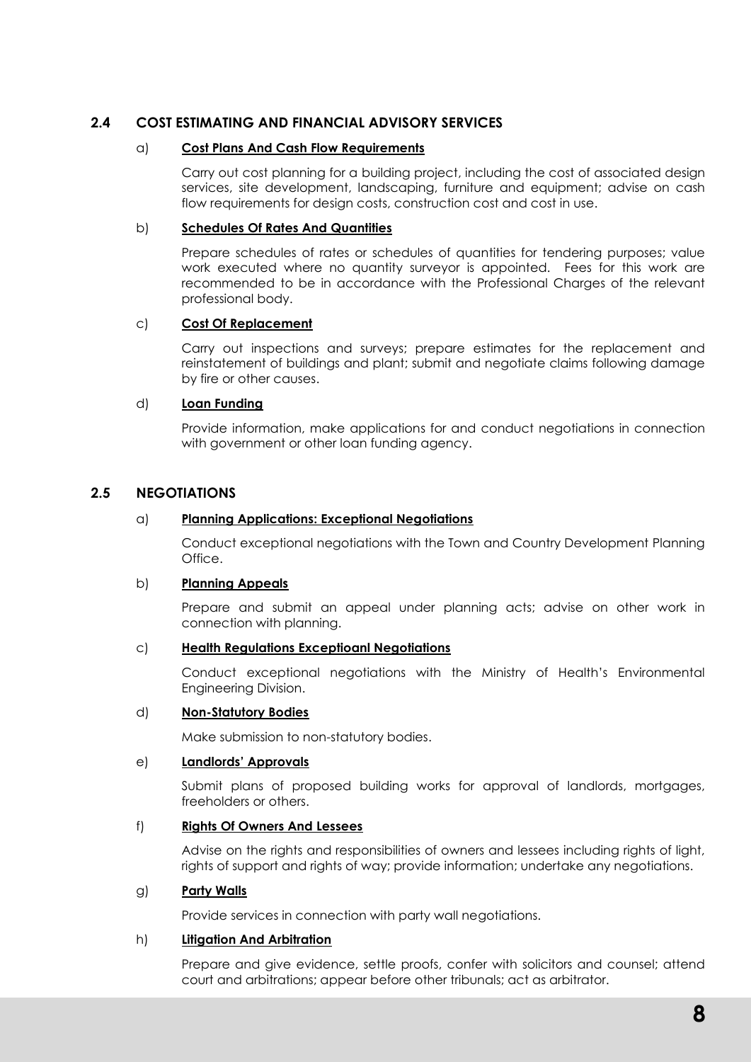## 2.4 COST ESTIMATING AND FINANCIAL ADVISORY SERVICES

a) **Cost Plans And Cash Flow Requirements**

Carry out cost planning for a building project, including the cost of associated design services, site development, landscaping, furniture and equipment; advise on cash flow requirements for design costs, construction cost and cost in use.

b) **Schedules Of Rates And Quantities**

Prepare schedules of rates or schedules of quantities for tendering purposes; value work executed where no quantity surveyor is appointed. Fees for this work are recommended to be in accordance with the Professional Charges of the relevant professional body.

c) **Cost Of Replacement**

Carry out inspections and surveys; prepare estimates for the replacement and reinstatement of buildings and plant; submit and negotiate claims following damage by fire or other causes.

d) **Loan Funding**

Provide information, make applications for and conduct negotiations in connection with government or other loan funding agency.

## 2.5 NEGOTIATIONS

a) **Planning Applications: Exceptional Negotiations**

Conduct exceptional negotiations with the Town and Country Development Planning Office.

b) **Planning Appeals**

Prepare and submit an appeal under planning acts; advise on other work in connection with planning.

c) **Health Regulations Exceptioanl Negotiations**

Conduct exceptional negotiations with the Ministry of Health's Environmental Engineering Division.

d) **Non-Statutory Bodies**

Make submission to non-statutory bodies.

e) **Landlords' Approvals**

Submit plans of proposed building works for approval of landlords, mortgages, freeholders or others.

f) **Rights Of Owners And Lessees**

Advise on the rights and responsibilities of owners and lessees including rights of light, rights of support and rights of way; provide information; undertake any negotiations.

g) **Party Walls**

Provide services in connection with party wall negotiations.

h) **Litigation And Arbitration**

Prepare and give evidence, settle proofs, confer with solicitors and counsel; attend court and arbitrations; appear before other tribunals; act as arbitrator.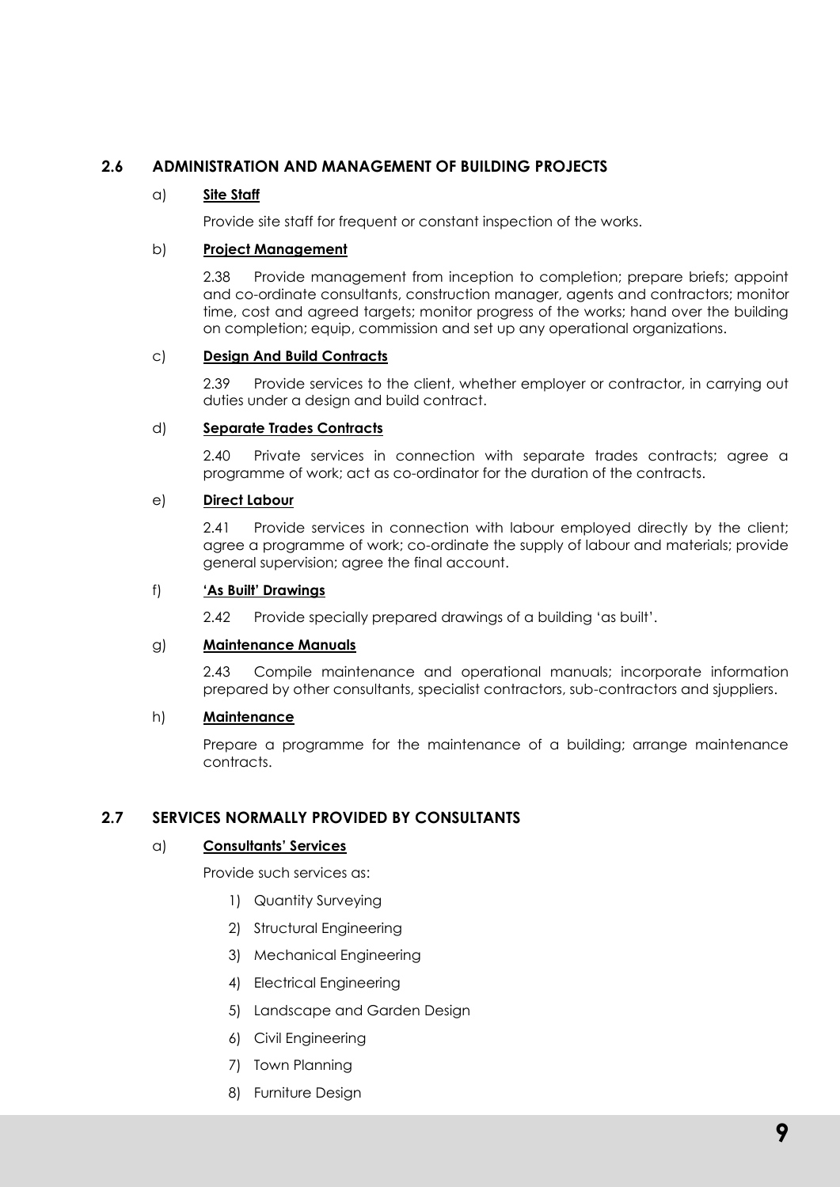## 2.6 ADMINISTRATION AND MANAGEMENT OF BUILDING PROJECTS

a) **Site Staff**

Provide site staff for frequent or constant inspection of the works.

b) **Project Management**

2.38 Provide management from inception to completion; prepare briefs; appoint and co-ordinate consultants, construction manager, agents and contractors; monitor time, cost and agreed targets; monitor progress of the works; hand over the building on completion; equip, commission and set up any operational organizations.

c) **Design And Build Contracts**

2.39 Provide services to the client, whether employer or contractor, in carrying out duties under a design and build contract.

d) **Separate Trades Contracts**

2.40 Private services in connection with separate trades contracts; agree a programme of work; act as co-ordinator for the duration of the contracts.

e) **Direct Labour**

2.41 Provide services in connection with labour employed directly by the client; agree a programme of work; co-ordinate the supply of labour and materials; provide general supervision; agree the final account.

f) **'As Built' Drawings**

2.42 Provide specially prepared drawings of a building 'as built'.

g) **Maintenance Manuals**

2.43 Compile maintenance and operational manuals; incorporate information prepared by other consultants, specialist contractors, sub-contractors and sjuppliers.

h) **Maintenance**

Prepare a programme for the maintenance of a building; arrange maintenance contracts.

## 2.7 SERVICES NORMALLY PROVIDED BY CONSULTANTS

a) **Consultants' Services**

Provide such services as:

1) Quantity Surveying
2) Structural Engineering
3) Mechanical Engineering
4) Electrical Engineering
5) Landscape and Garden Design
6) Civil Engineering
7) Town Planning
8) Furniture Design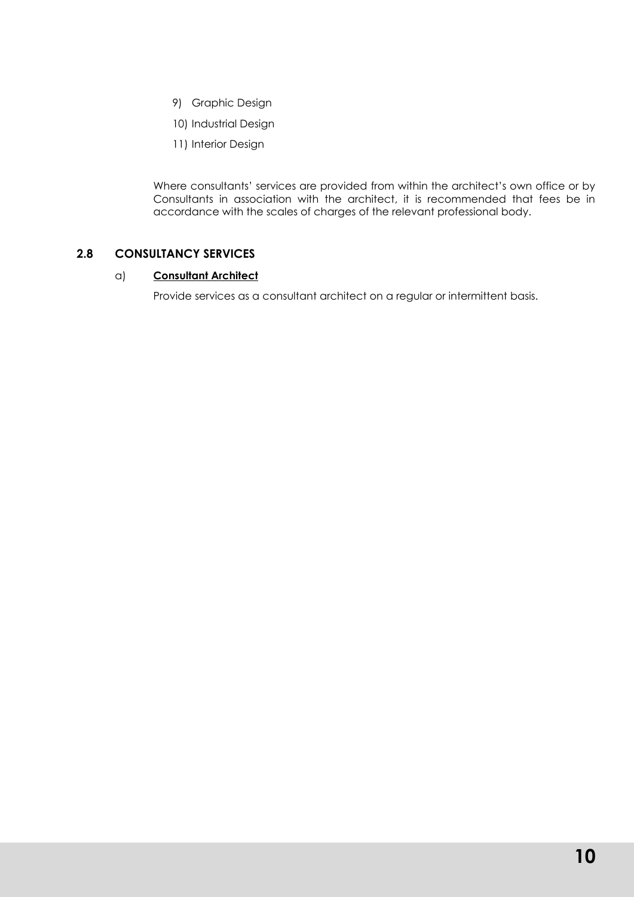9) Graphic Design

10) Industrial Design

11) Interior Design

Where consultants' services are provided from within the architect's own office or by Consultants in association with the architect, it is recommended that fees be in accordance with the scales of charges of the relevant professional body.

## 2.8 CONSULTANCY SERVICES

a) **Consultant Architect**

Provide services as a consultant architect on a regular or intermittent basis.